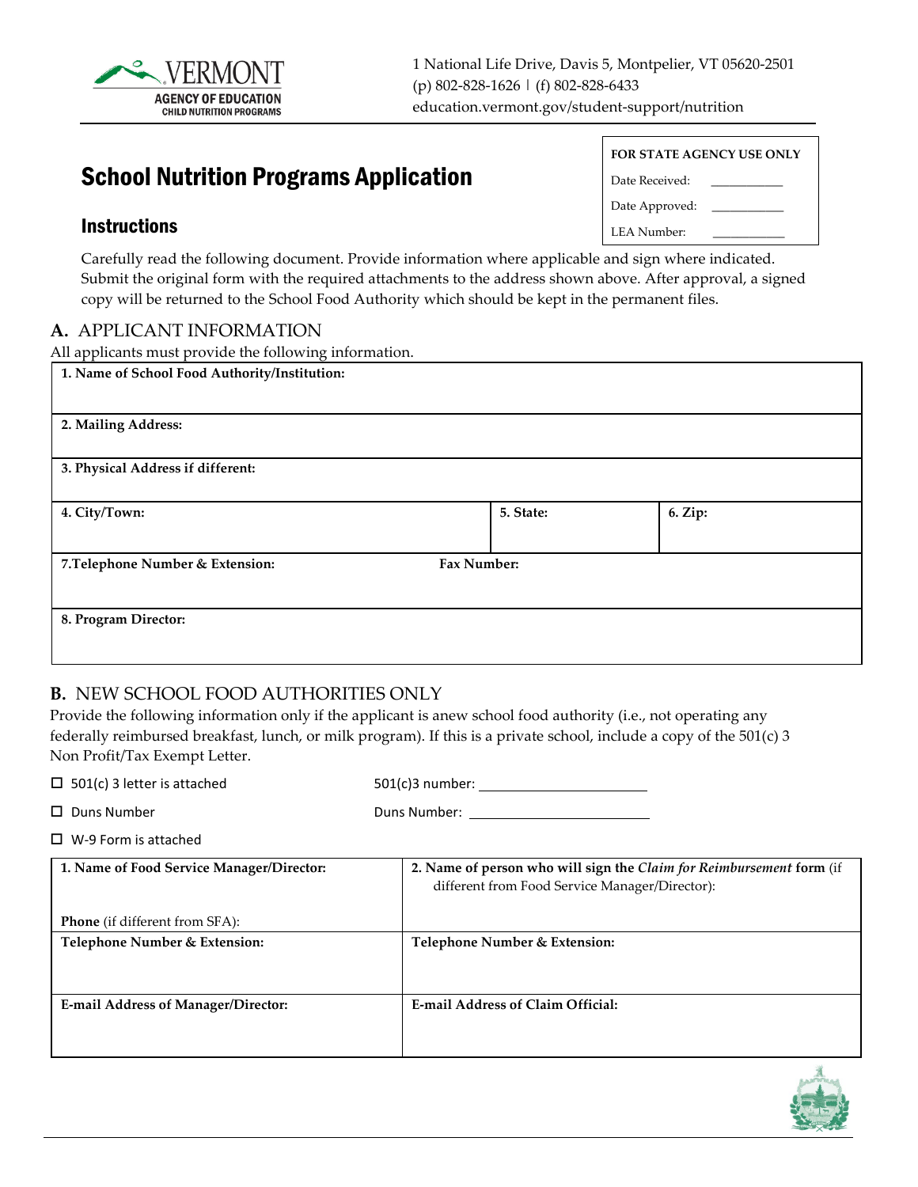VERMONT
AGENCY OF EDUCATION
CHILD NUTRITION PROGRAMS

1 National Life Drive, Davis 5, Montpelier, VT 05620-2501
(p) 802-828-1626 | (f) 802-828-6433
education.vermont.gov/student-support/nutrition

| FOR STATE AGENCY USE ONLY | |
|---|---|
| Date Received: | ___________ |
| Date Approved: | ___________ |
| LEA Number: | ___________ |

# School Nutrition Programs Application

## Instructions

Carefully read the following document. Provide information where applicable and sign where indicated. Submit the original form with the required attachments to the address shown above. After approval, a signed copy will be returned to the School Food Authority which should be kept in the permanent files.

## A. APPLICANT INFORMATION

All applicants must provide the following information.

| **1. Name of School Food Authority/Institution:** | | |
|---|---|---|
| **2. Mailing Address:** | | |
| **3. Physical Address if different:** | | |
| **4. City/Town:** | **5. State:** | **6. Zip:** |
| **7.Telephone Number & Extension:** | **Fax Number:** | |
| **8. Program Director:** | | |

## B. NEW SCHOOL FOOD AUTHORITIES ONLY

Provide the following information only if the applicant is anew school food authority (i.e., not operating any federally reimbursed breakfast, lunch, or milk program). If this is a private school, include a copy of the 501(c) 3 Non Profit/Tax Exempt Letter.

☐ 501(c) 3 letter is attached    501(c)3 number: ______________________

☐ Duns Number    Duns Number: ______________________

☐ W-9 Form is attached

| **1. Name of Food Service Manager/Director:**<br><br>**Phone** (if different from SFA): | **2. Name of person who will sign the *Claim for Reimbursement* form** (if different from Food Service Manager/Director): |
|---|---|
| **Telephone Number & Extension:** | **Telephone Number & Extension:** |
| **E-mail Address of Manager/Director:** | **E-mail Address of Claim Official:** |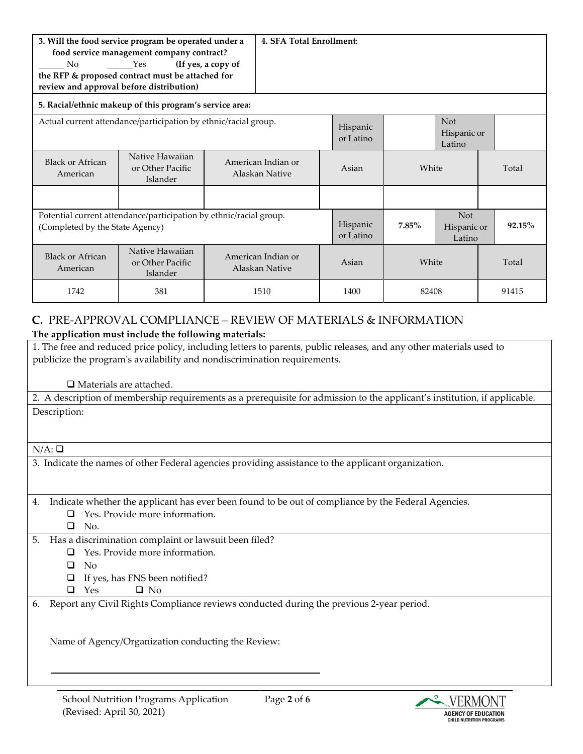| **3. Will the food service program be operated under a food service management company contract?** ______ No ______Yes **(If yes, a copy of the RFP & proposed contract must be attached for review and approval before distribution)** | **4. SFA Total Enrollment**: |
|---|---|

**5. Racial/ethnic makeup of this program's service area:**

| Actual current attendance/participation by ethnic/racial group. | | | Hispanic or Latino | | Not Hispanic or Latino | |
|---|---|---|---|---|---|---|
| Black or African American | Native Hawaiian or Other Pacific Islander | American Indian or Alaskan Native | Asian | White | | Total |
| | | | | | | |
| Potential current attendance/participation by ethnic/racial group. (Completed by the State Agency) | | | Hispanic or Latino | **7.85%** | Not Hispanic or Latino | **92.15%** |
| Black or African American | Native Hawaiian or Other Pacific Islander | American Indian or Alaskan Native | Asian | White | | Total |
| 1742 | 381 | 1510 | 1400 | 82408 | | 91415 |

## C. PRE-APPROVAL COMPLIANCE – REVIEW OF MATERIALS & INFORMATION

**The application must include the following materials:**

1. The free and reduced price policy, including letters to parents, public releases, and any other materials used to publicize the program's availability and nondiscrimination requirements.

   ❑ Materials are attached.

2. A description of membership requirements as a prerequisite for admission to the applicant's institution, if applicable.

   Description:

   N/A: ❑

3. Indicate the names of other Federal agencies providing assistance to the applicant organization.

4. Indicate whether the applicant has ever been found to be out of compliance by the Federal Agencies.
   - ❑ Yes. Provide more information.
   - ❑ No.

5. Has a discrimination complaint or lawsuit been filed?
   - ❑ Yes. Provide more information.
   - ❑ No
   - ❑ If yes, has FNS been notified?
   - ❑ Yes ❑ No

6. Report any Civil Rights Compliance reviews conducted during the previous 2-year period.

   Name of Agency/Organization conducting the Review:

   ______________________________________________

School Nutrition Programs Application
(Revised: April 30, 2021)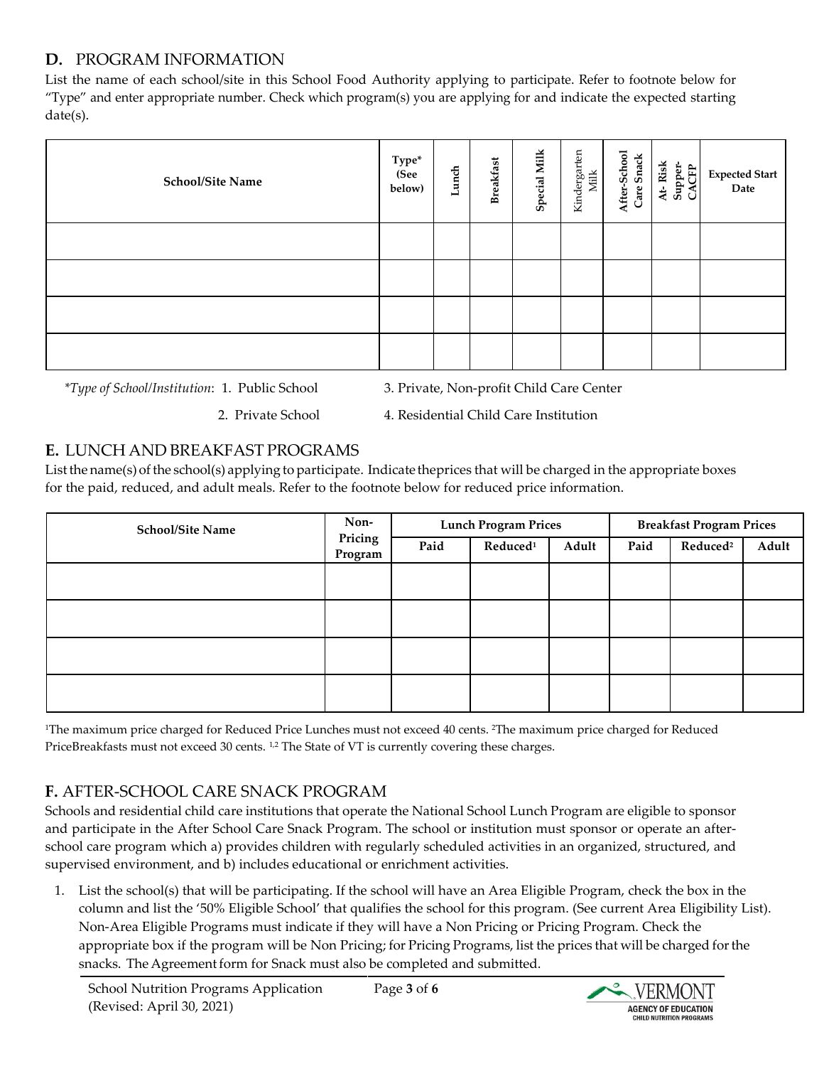## D. PROGRAM INFORMATION

List the name of each school/site in this School Food Authority applying to participate. Refer to footnote below for "Type" and enter appropriate number. Check which program(s) you are applying for and indicate the expected starting date(s).

| School/Site Name | Type* (See below) | Lunch | Breakfast | Special Milk | Kindergarten Milk | After-School Care Snack | At-Risk Supper-CACFP | Expected Start Date |
|---|---|---|---|---|---|---|---|---|
| | | | | | | | | |
| | | | | | | | | |
| | | | | | | | | |
| | | | | | | | | |

*\*Type of School/Institution*: 1. Public School 2. Private School 3. Private, Non-profit Child Care Center 4. Residential Child Care Institution

## E. LUNCH AND BREAKFAST PROGRAMS

List the name(s) of the school(s) applying to participate. Indicate theprices that will be charged in the appropriate boxes for the paid, reduced, and adult meals. Refer to the footnote below for reduced price information.

| School/Site Name | Non-Pricing Program | Lunch Program Prices | | | Breakfast Program Prices | | |
|---|---|---|---|---|---|---|---|
| | | Paid | Reduced[1] | Adult | Paid | Reduced[2] | Adult |
| | | | | | | | |
| | | | | | | | |
| | | | | | | | |
| | | | | | | | |

[1]The maximum price charged for Reduced Price Lunches must not exceed 40 cents. [2]The maximum price charged for Reduced PriceBreakfasts must not exceed 30 cents. [1,2] The State of VT is currently covering these charges.

## F. AFTER-SCHOOL CARE SNACK PROGRAM

Schools and residential child care institutions that operate the National School Lunch Program are eligible to sponsor and participate in the After School Care Snack Program. The school or institution must sponsor or operate an after-school care program which a) provides children with regularly scheduled activities in an organized, structured, and supervised environment, and b) includes educational or enrichment activities.

1. List the school(s) that will be participating. If the school will have an Area Eligible Program, check the box in the column and list the '50% Eligible School' that qualifies the school for this program. (See current Area Eligibility List). Non-Area Eligible Programs must indicate if they will have a Non Pricing or Pricing Program. Check the appropriate box if the program will be Non Pricing; for Pricing Programs, list the prices that will be charged for the snacks. The Agreement form for Snack must also be completed and submitted.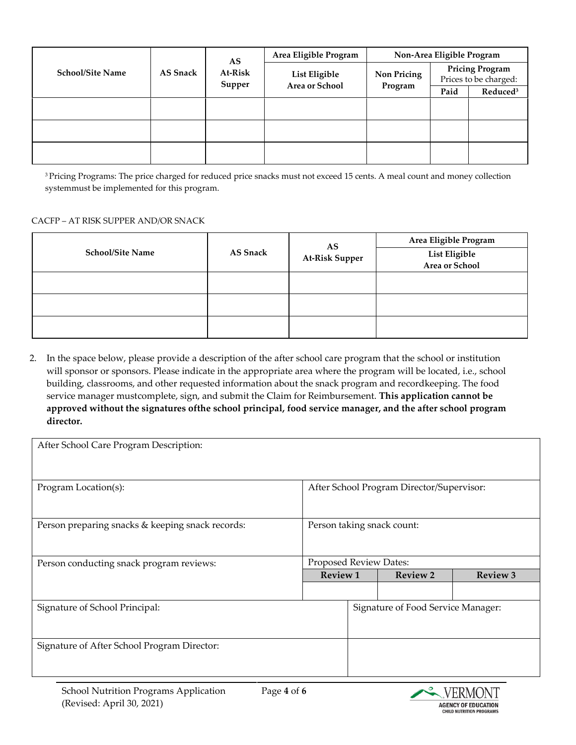| School/Site Name | AS Snack | AS At-Risk Supper | Area Eligible Program | Non-Area Eligible Program | | |
|---|---|---|---|---|---|---|
| | | | List Eligible Area or School | Non Pricing Program | Pricing Program Prices to be charged: | |
| | | | | | Paid | Reduced[3] |
| | | | | | | |
| | | | | | | |
| | | | | | | |

[3] Pricing Programs: The price charged for reduced price snacks must not exceed 15 cents. A meal count and money collection systemmust be implemented for this program.

CACFP – AT RISK SUPPER AND/OR SNACK

| School/Site Name | AS Snack | AS At-Risk Supper | Area Eligible Program |
|---|---|---|---|
| | | | List Eligible Area or School |
| | | | |
| | | | |
| | | | |

2. In the space below, please provide a description of the after school care program that the school or institution will sponsor or sponsors. Please indicate in the appropriate area where the program will be located, i.e., school building, classrooms, and other requested information about the snack program and recordkeeping. The food service manager mustcomplete, sign, and submit the Claim for Reimbursement. **This application cannot be approved without the signatures ofthe school principal, food service manager, and the after school program director.**

| After School Care Program Description: | | | |
|---|---|---|---|
| Program Location(s): | After School Program Director/Supervisor: | | |
| Person preparing snacks & keeping snack records: | Person taking snack count: | | |
| Person conducting snack program reviews: | Proposed Review Dates: | | |
| | Review 1 | Review 2 | Review 3 |
| | | | |
| Signature of School Principal: | Signature of Food Service Manager: | | |
| Signature of After School Program Director: | | | |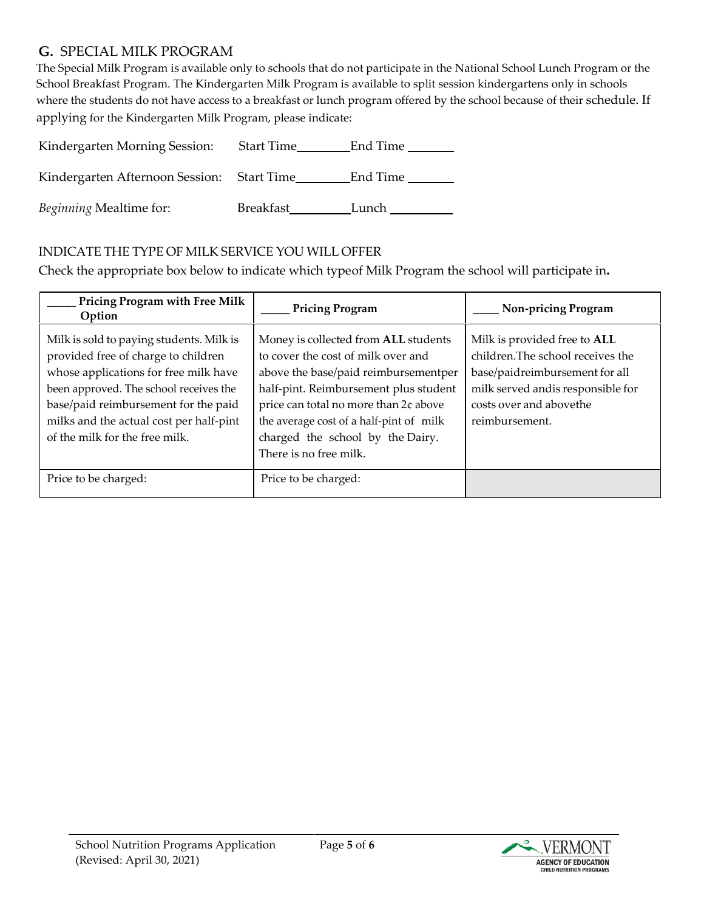## G. SPECIAL MILK PROGRAM

The Special Milk Program is available only to schools that do not participate in the National School Lunch Program or the School Breakfast Program. The Kindergarten Milk Program is available to split session kindergartens only in schools where the students do not have access to a breakfast or lunch program offered by the school because of their schedule. If applying for the Kindergarten Milk Program, please indicate:

Kindergarten Morning Session: Start Time________ End Time _______

Kindergarten Afternoon Session: Start Time________ End Time _______

*Beginning* Mealtime for: Breakfast_________ Lunch _________

INDICATE THE TYPE OF MILK SERVICE YOU WILL OFFER

Check the appropriate box below to indicate which typeof Milk Program the school will participate in**.**

| _____ **Pricing Program with Free Milk Option** | _____ **Pricing Program** | ____ **Non-pricing Program** |
|---|---|---|
| Milk is sold to paying students. Milk is provided free of charge to children whose applications for free milk have been approved. The school receives the base/paid reimbursement for the paid milks and the actual cost per half-pint of the milk for the free milk. | Money is collected from **ALL** students to cover the cost of milk over and above the base/paid reimbursementper half-pint. Reimbursement plus student price can total no more than 2¢ above the average cost of a half-pint of milk charged the school by the Dairy. There is no free milk. | Milk is provided free to **ALL** children.The school receives the base/paidreimbursement for all milk served andis responsible for costs over and abovethe reimbursement. |
| Price to be charged: | Price to be charged: | |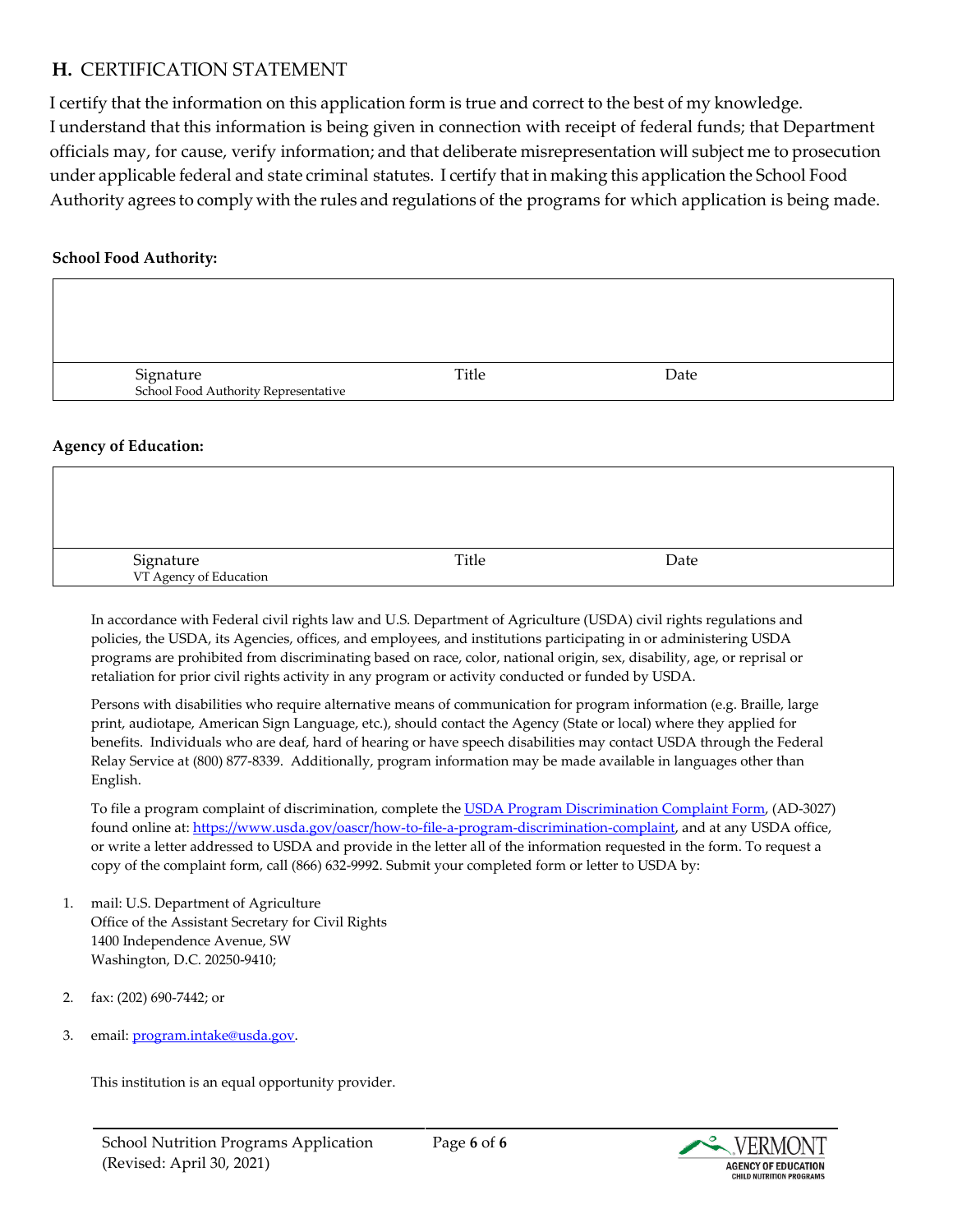## H. CERTIFICATION STATEMENT

I certify that the information on this application form is true and correct to the best of my knowledge. I understand that this information is being given in connection with receipt of federal funds; that Department officials may, for cause, verify information; and that deliberate misrepresentation will subject me to prosecution under applicable federal and state criminal statutes. I certify that in making this application the School Food Authority agrees to comply with the rules and regulations of the programs for which application is being made.

**School Food Authority:**

| | | |
|---|---|---|
| | | |
| Signature<br>School Food Authority Representative | Title | Date |

**Agency of Education:**

| | | |
|---|---|---|
| | | |
| Signature<br>VT Agency of Education | Title | Date |

In accordance with Federal civil rights law and U.S. Department of Agriculture (USDA) civil rights regulations and policies, the USDA, its Agencies, offices, and employees, and institutions participating in or administering USDA programs are prohibited from discriminating based on race, color, national origin, sex, disability, age, or reprisal or retaliation for prior civil rights activity in any program or activity conducted or funded by USDA.

Persons with disabilities who require alternative means of communication for program information (e.g. Braille, large print, audiotape, American Sign Language, etc.), should contact the Agency (State or local) where they applied for benefits. Individuals who are deaf, hard of hearing or have speech disabilities may contact USDA through the Federal Relay Service at (800) 877-8339. Additionally, program information may be made available in languages other than English.

To file a program complaint of discrimination, complete the [USDA Program Discrimination Complaint Form](https://www.usda.gov/oascr/how-to-file-a-program-discrimination-complaint), (AD-3027) found online at: [https://www.usda.gov/oascr/how-to-file-a-program-discrimination-complaint](https://www.usda.gov/oascr/how-to-file-a-program-discrimination-complaint), and at any USDA office, or write a letter addressed to USDA and provide in the letter all of the information requested in the form. To request a copy of the complaint form, call (866) 632-9992. Submit your completed form or letter to USDA by:

1. mail: U.S. Department of Agriculture
   Office of the Assistant Secretary for Civil Rights
   1400 Independence Avenue, SW
   Washington, D.C. 20250-9410;

2. fax: (202) 690-7442; or

3. email: [program.intake@usda.gov](mailto:program.intake@usda.gov).

This institution is an equal opportunity provider.